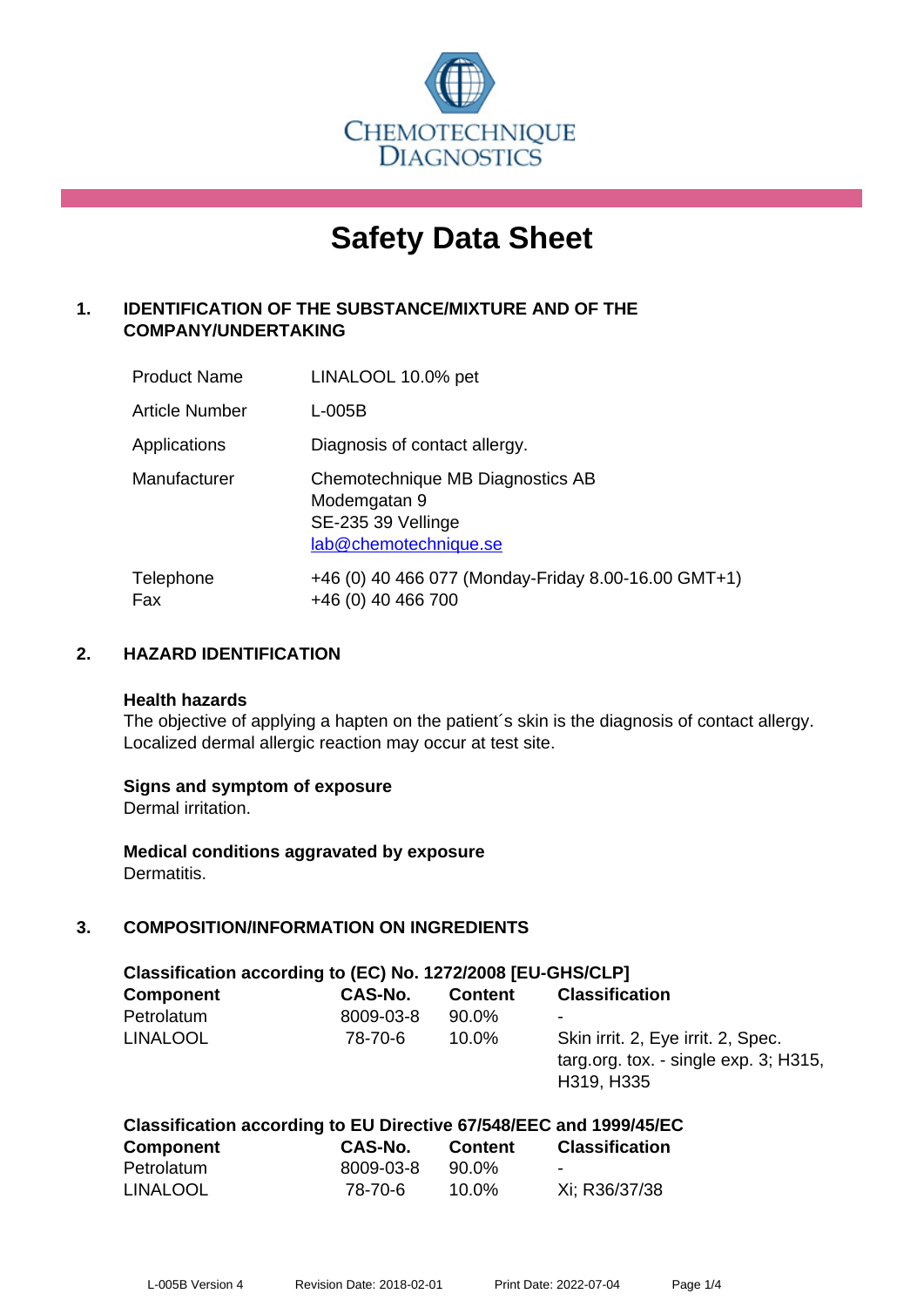CHEMOTECHNIQUE DIAGNOSTICS

# Safety Data Sheet

## 1. IDENTIFICATION OF THE SUBSTANCE/MIXTURE AND OF THE COMPANY/UNDERTAKING

| | |
|---|---|
| Product Name | LINALOOL 10.0% pet |
| Article Number | L-005B |
| Applications | Diagnosis of contact allergy. |
| Manufacturer | Chemotechnique MB Diagnostics AB<br>Modemgatan 9<br>SE-235 39 Vellinge<br>lab@chemotechnique.se |
| Telephone<br>Fax | +46 (0) 40 466 077 (Monday-Friday 8.00-16.00 GMT+1)<br>+46 (0) 40 466 700 |

## 2. HAZARD IDENTIFICATION

**Health hazards**

The objective of applying a hapten on the patient´s skin is the diagnosis of contact allergy. Localized dermal allergic reaction may occur at test site.

**Signs and symptom of exposure**

Dermal irritation.

**Medical conditions aggravated by exposure**

Dermatitis.

## 3. COMPOSITION/INFORMATION ON INGREDIENTS

**Classification according to (EC) No. 1272/2008 [EU-GHS/CLP]**

| Component | CAS-No. | Content | Classification |
|---|---|---|---|
| Petrolatum | 8009-03-8 | 90.0% | - |
| LINALOOL | 78-70-6 | 10.0% | Skin irrit. 2, Eye irrit. 2, Spec. targ.org. tox. - single exp. 3; H315, H319, H335 |

**Classification according to EU Directive 67/548/EEC and 1999/45/EC**

| Component | CAS-No. | Content | Classification |
|---|---|---|---|
| Petrolatum | 8009-03-8 | 90.0% | - |
| LINALOOL | 78-70-6 | 10.0% | Xi; R36/37/38 |

L-005B Version 4    Revision Date: 2018-02-01    Print Date: 2022-07-04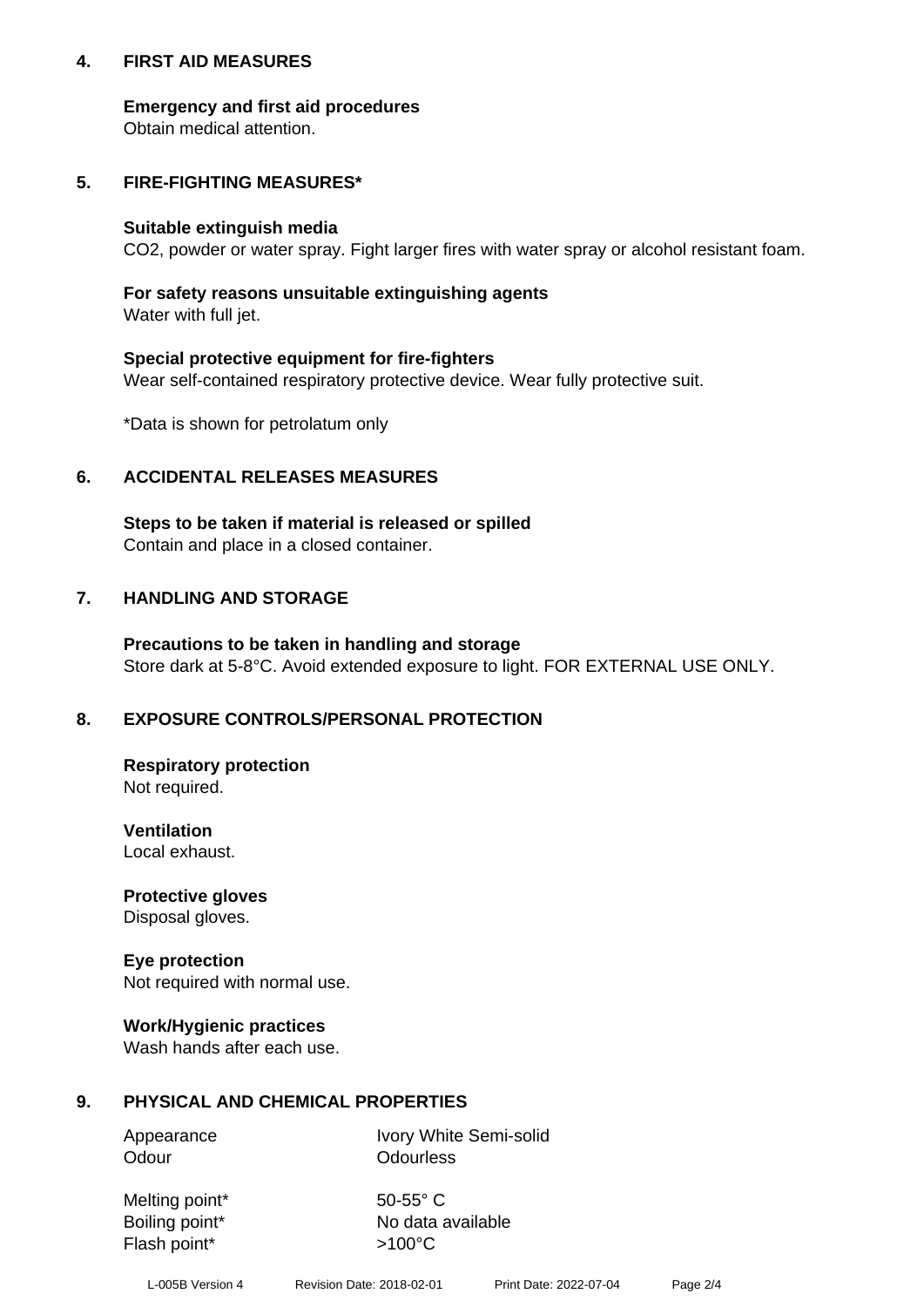## 4. FIRST AID MEASURES

**Emergency and first aid procedures**
Obtain medical attention.

## 5. FIRE-FIGHTING MEASURES*

**Suitable extinguish media**
$CO_2$, powder or water spray. Fight larger fires with water spray or alcohol resistant foam.

**For safety reasons unsuitable extinguishing agents**
Water with full jet.

**Special protective equipment for fire-fighters**
Wear self-contained respiratory protective device. Wear fully protective suit.

*Data is shown for petrolatum only

## 6. ACCIDENTAL RELEASES MEASURES

**Steps to be taken if material is released or spilled**
Contain and place in a closed container.

## 7. HANDLING AND STORAGE

**Precautions to be taken in handling and storage**
Store dark at 5-8°C. Avoid extended exposure to light. FOR EXTERNAL USE ONLY.

## 8. EXPOSURE CONTROLS/PERSONAL PROTECTION

**Respiratory protection**
Not required.

**Ventilation**
Local exhaust.

**Protective gloves**
Disposal gloves.

**Eye protection**
Not required with normal use.

**Work/Hygienic practices**
Wash hands after each use.

## 9. PHYSICAL AND CHEMICAL PROPERTIES

| | |
|---|---|
| Appearance | Ivory White Semi-solid |
| Odour | Odourless |
| Melting point* | 50-55° C |
| Boiling point* | No data available |
| Flash point* | >100°C |

L-005B Version 4 Revision Date: 2018-02-01 Print Date: 2022-07-04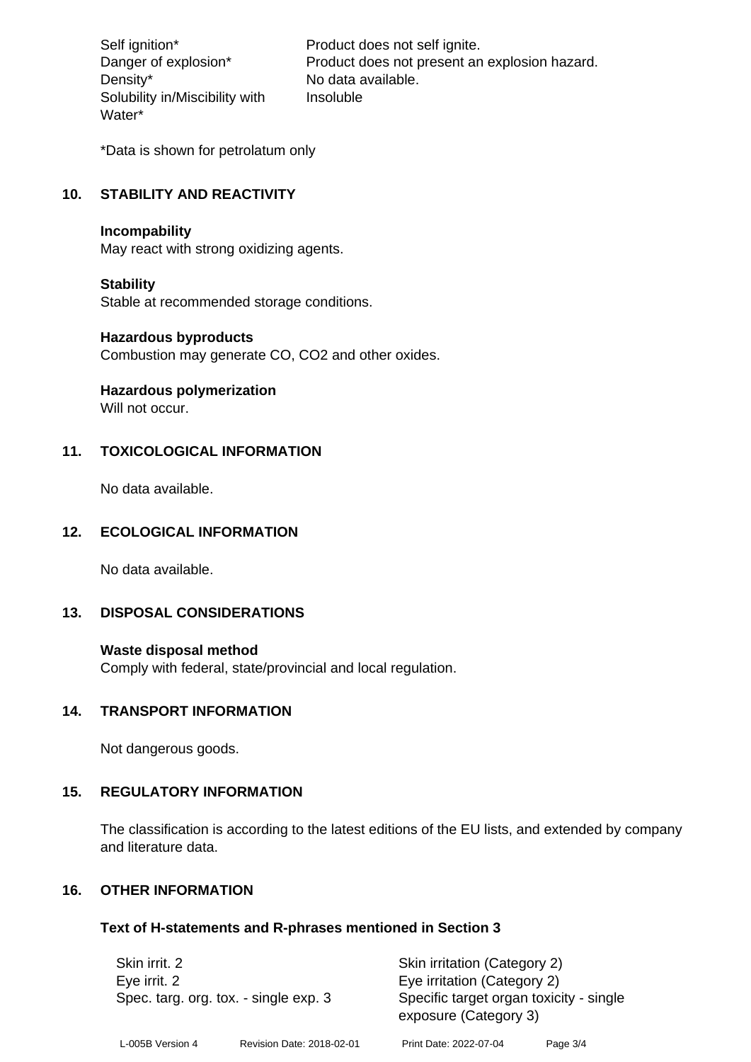| | |
|---|---|
| Self ignition* | Product does not self ignite. |
| Danger of explosion* | Product does not present an explosion hazard. |
| Density* | No data available. |
| Solubility in/Miscibility with Water* | Insoluble |

*Data is shown for petrolatum only

## 10. STABILITY AND REACTIVITY

**Incompability**
May react with strong oxidizing agents.

**Stability**
Stable at recommended storage conditions.

**Hazardous byproducts**
Combustion may generate CO, $CO_2$ and other oxides.

**Hazardous polymerization**
Will not occur.

## 11. TOXICOLOGICAL INFORMATION

No data available.

## 12. ECOLOGICAL INFORMATION

No data available.

## 13. DISPOSAL CONSIDERATIONS

**Waste disposal method**
Comply with federal, state/provincial and local regulation.

## 14. TRANSPORT INFORMATION

Not dangerous goods.

## 15. REGULATORY INFORMATION

The classification is according to the latest editions of the EU lists, and extended by company and literature data.

## 16. OTHER INFORMATION

**Text of H-statements and R-phrases mentioned in Section 3**

| | |
|---|---|
| Skin irrit. 2 | Skin irritation (Category 2) |
| Eye irrit. 2 | Eye irritation (Category 2) |
| Spec. targ. org. tox. - single exp. 3 | Specific target organ toxicity - single exposure (Category 3) |

L-005B Version 4 Revision Date: 2018-02-01 Print Date: 2022-07-04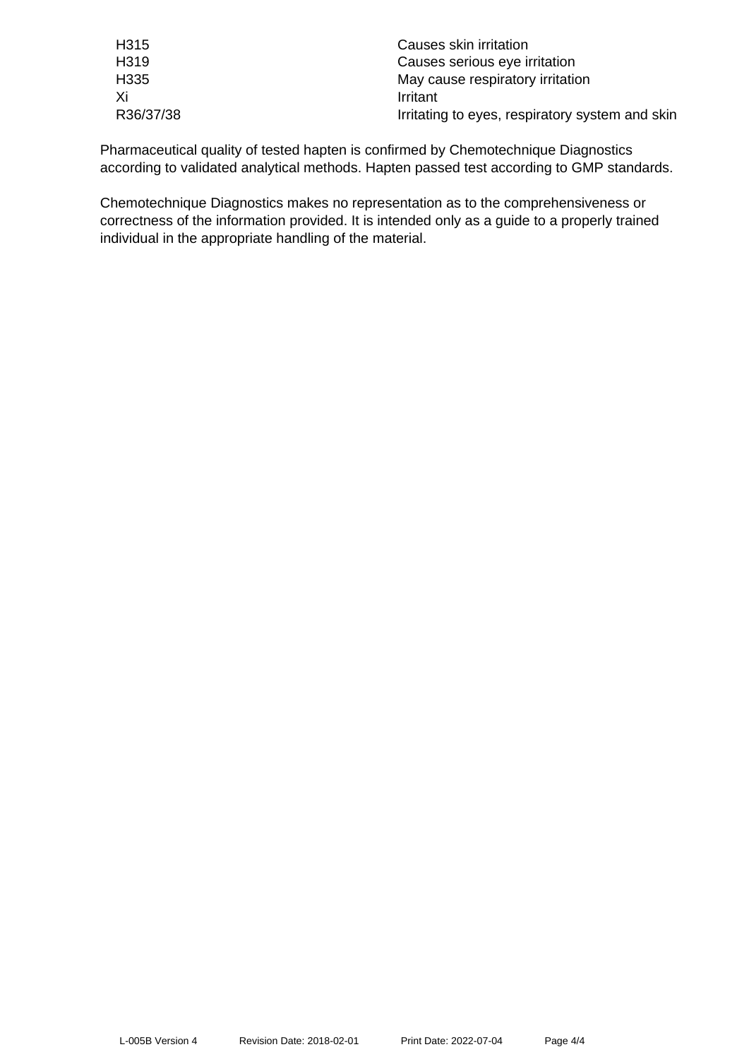| | |
|---|---|
| H315 | Causes skin irritation |
| H319 | Causes serious eye irritation |
| H335 | May cause respiratory irritation |
| Xi | Irritant |
| R36/37/38 | Irritating to eyes, respiratory system and skin |

Pharmaceutical quality of tested hapten is confirmed by Chemotechnique Diagnostics according to validated analytical methods. Hapten passed test according to GMP standards.

Chemotechnique Diagnostics makes no representation as to the comprehensiveness or correctness of the information provided. It is intended only as a guide to a properly trained individual in the appropriate handling of the material.